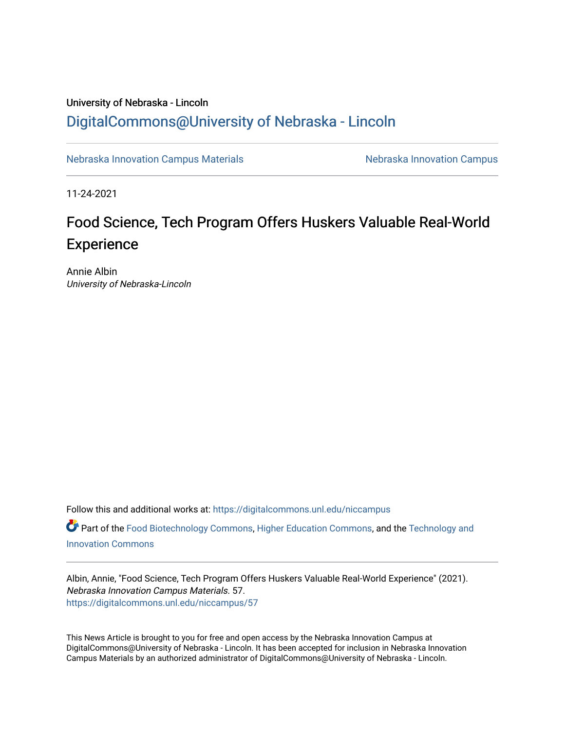University of Nebraska - Lincoln

DigitalCommons@University of Nebraska - Lincoln

Nebraska Innovation Campus Materials | Nebraska Innovation Campus

11-24-2021

# Food Science, Tech Program Offers Huskers Valuable Real-World Experience

Annie Albin
*University of Nebraska-Lincoln*

Follow this and additional works at: https://digitalcommons.unl.edu/niccampus

Part of the Food Biotechnology Commons, Higher Education Commons, and the Technology and Innovation Commons

Albin, Annie, "Food Science, Tech Program Offers Huskers Valuable Real-World Experience" (2021). *Nebraska Innovation Campus Materials*. 57.
https://digitalcommons.unl.edu/niccampus/57

This News Article is brought to you for free and open access by the Nebraska Innovation Campus at DigitalCommons@University of Nebraska - Lincoln. It has been accepted for inclusion in Nebraska Innovation Campus Materials by an authorized administrator of DigitalCommons@University of Nebraska - Lincoln.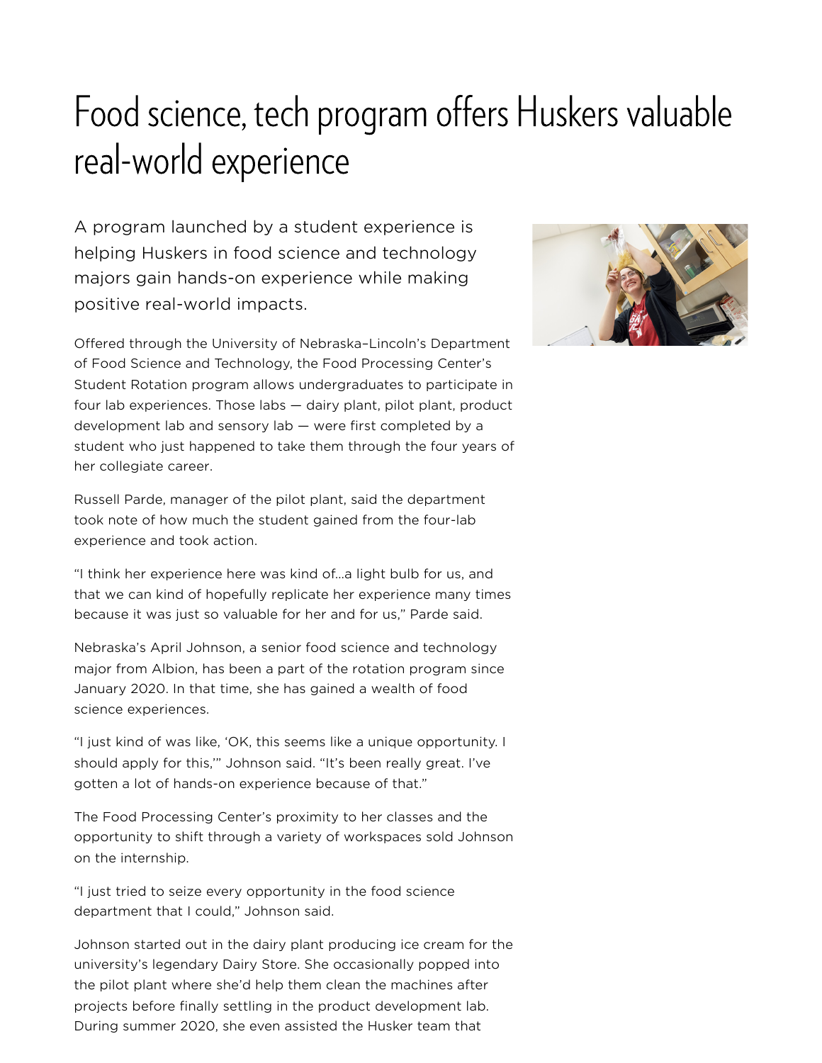# Food science, tech program offers Huskers valuable real-world experience

A program launched by a student experience is helping Huskers in food science and technology majors gain hands-on experience while making positive real-world impacts.

Offered through the University of Nebraska–Lincoln's Department of Food Science and Technology, the Food Processing Center's Student Rotation program allows undergraduates to participate in four lab experiences. Those labs — dairy plant, pilot plant, product development lab and sensory lab — were first completed by a student who just happened to take them through the four years of her collegiate career.

Russell Parde, manager of the pilot plant, said the department took note of how much the student gained from the four-lab experience and took action.

"I think her experience here was kind of...a light bulb for us, and that we can kind of hopefully replicate her experience many times because it was just so valuable for her and for us," Parde said.

Nebraska's April Johnson, a senior food science and technology major from Albion, has been a part of the rotation program since January 2020. In that time, she has gained a wealth of food science experiences.

"I just kind of was like, 'OK, this seems like a unique opportunity. I should apply for this,'" Johnson said. "It's been really great. I've gotten a lot of hands-on experience because of that."

The Food Processing Center's proximity to her classes and the opportunity to shift through a variety of workspaces sold Johnson on the internship.

"I just tried to seize every opportunity in the food science department that I could," Johnson said.

Johnson started out in the dairy plant producing ice cream for the university's legendary Dairy Store. She occasionally popped into the pilot plant where she'd help them clean the machines after projects before finally settling in the product development lab. During summer 2020, she even assisted the Husker team that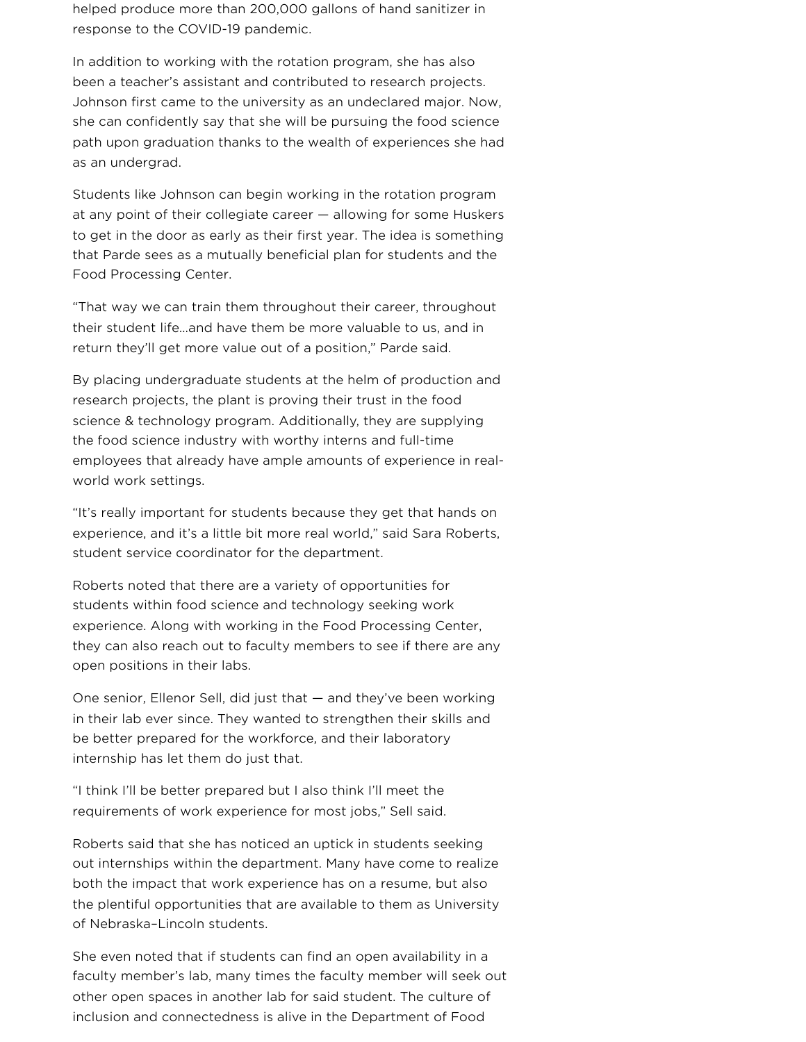helped produce more than 200,000 gallons of hand sanitizer in response to the COVID-19 pandemic.

In addition to working with the rotation program, she has also been a teacher's assistant and contributed to research projects. Johnson first came to the university as an undeclared major. Now, she can confidently say that she will be pursuing the food science path upon graduation thanks to the wealth of experiences she had as an undergrad.

Students like Johnson can begin working in the rotation program at any point of their collegiate career — allowing for some Huskers to get in the door as early as their first year. The idea is something that Parde sees as a mutually beneficial plan for students and the Food Processing Center.

"That way we can train them throughout their career, throughout their student life…and have them be more valuable to us, and in return they'll get more value out of a position," Parde said.

By placing undergraduate students at the helm of production and research projects, the plant is proving their trust in the food science & technology program. Additionally, they are supplying the food science industry with worthy interns and full-time employees that already have ample amounts of experience in real-world work settings.

"It's really important for students because they get that hands on experience, and it's a little bit more real world," said Sara Roberts, student service coordinator for the department.

Roberts noted that there are a variety of opportunities for students within food science and technology seeking work experience. Along with working in the Food Processing Center, they can also reach out to faculty members to see if there are any open positions in their labs.

One senior, Ellenor Sell, did just that — and they've been working in their lab ever since. They wanted to strengthen their skills and be better prepared for the workforce, and their laboratory internship has let them do just that.

"I think I'll be better prepared but I also think I'll meet the requirements of work experience for most jobs," Sell said.

Roberts said that she has noticed an uptick in students seeking out internships within the department. Many have come to realize both the impact that work experience has on a resume, but also the plentiful opportunities that are available to them as University of Nebraska–Lincoln students.

She even noted that if students can find an open availability in a faculty member's lab, many times the faculty member will seek out other open spaces in another lab for said student. The culture of inclusion and connectedness is alive in the Department of Food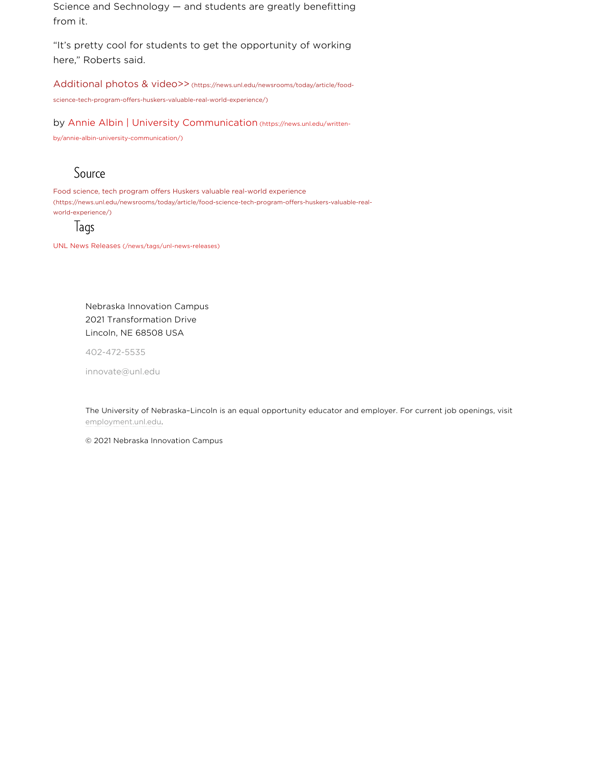Science and Sechnology — and students are greatly benefitting from it.

“It’s pretty cool for students to get the opportunity of working here,” Roberts said.

Additional photos & video>> (https://news.unl.edu/newsrooms/today/article/food-science-tech-program-offers-huskers-valuable-real-world-experience/)

by Annie Albin | University Communication (https://news.unl.edu/written-by/annie-albin-university-communication/)

## Source

Food science, tech program offers Huskers valuable real-world experience (https://news.unl.edu/newsrooms/today/article/food-science-tech-program-offers-huskers-valuable-real-world-experience/)

## Tags

UNL News Releases (/news/tags/unl-news-releases)

Nebraska Innovation Campus
2021 Transformation Drive
Lincoln, NE 68508 USA

402-472-5535

innovate@unl.edu

The University of Nebraska–Lincoln is an equal opportunity educator and employer. For current job openings, visit employment.unl.edu.

© 2021 Nebraska Innovation Campus